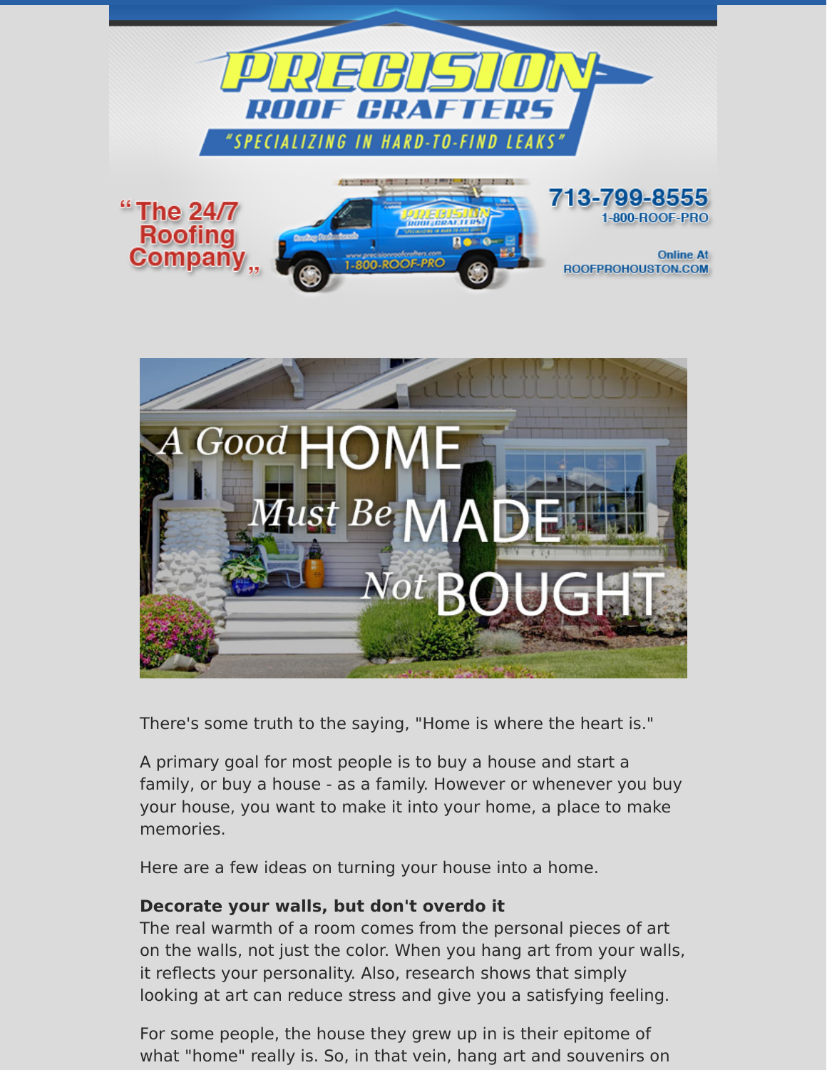# PRECISION ROOF CRAFTERS

"SPECIALIZING IN HARD-TO-FIND LEAKS"

"The 24/7 Roofing Company"

713-799-8555
1-800-ROOF-PRO

Online At
ROOFPROHOUSTON.COM

## A Good HOME Must Be MADE Not BOUGHT

There's some truth to the saying, "Home is where the heart is."

A primary goal for most people is to buy a house and start a family, or buy a house - as a family. However or whenever you buy your house, you want to make it into your home, a place to make memories.

Here are a few ideas on turning your house into a home.

**Decorate your walls, but don't overdo it**
The real warmth of a room comes from the personal pieces of art on the walls, not just the color. When you hang art from your walls, it reflects your personality. Also, research shows that simply looking at art can reduce stress and give you a satisfying feeling.

For some people, the house they grew up in is their epitome of what "home" really is. So, in that vein, hang art and souvenirs on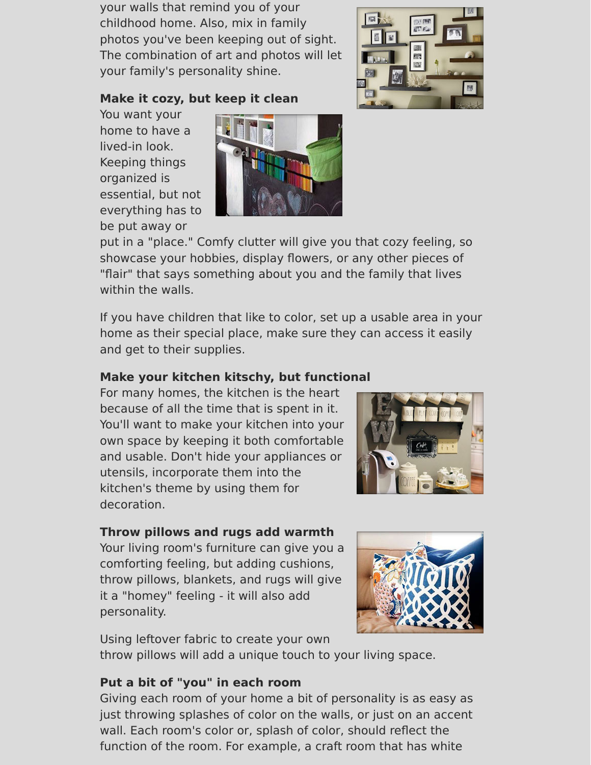your walls that remind you of your childhood home. Also, mix in family photos you've been keeping out of sight. The combination of art and photos will let your family's personality shine.

**Make it cozy, but keep it clean**

You want your home to have a lived-in look. Keeping things organized is essential, but not everything has to be put away or put in a "place." Comfy clutter will give you that cozy feeling, so showcase your hobbies, display flowers, or any other pieces of "flair" that says something about you and the family that lives within the walls.

If you have children that like to color, set up a usable area in your home as their special place, make sure they can access it easily and get to their supplies.

**Make your kitchen kitschy, but functional**

For many homes, the kitchen is the heart because of all the time that is spent in it. You'll want to make your kitchen into your own space by keeping it both comfortable and usable. Don't hide your appliances or utensils, incorporate them into the kitchen's theme by using them for decoration.

**Throw pillows and rugs add warmth**

Your living room's furniture can give you a comforting feeling, but adding cushions, throw pillows, blankets, and rugs will give it a "homey" feeling - it will also add personality.

Using leftover fabric to create your own throw pillows will add a unique touch to your living space.

**Put a bit of "you" in each room**

Giving each room of your home a bit of personality is as easy as just throwing splashes of color on the walls, or just on an accent wall. Each room's color or, splash of color, should reflect the function of the room. For example, a craft room that has white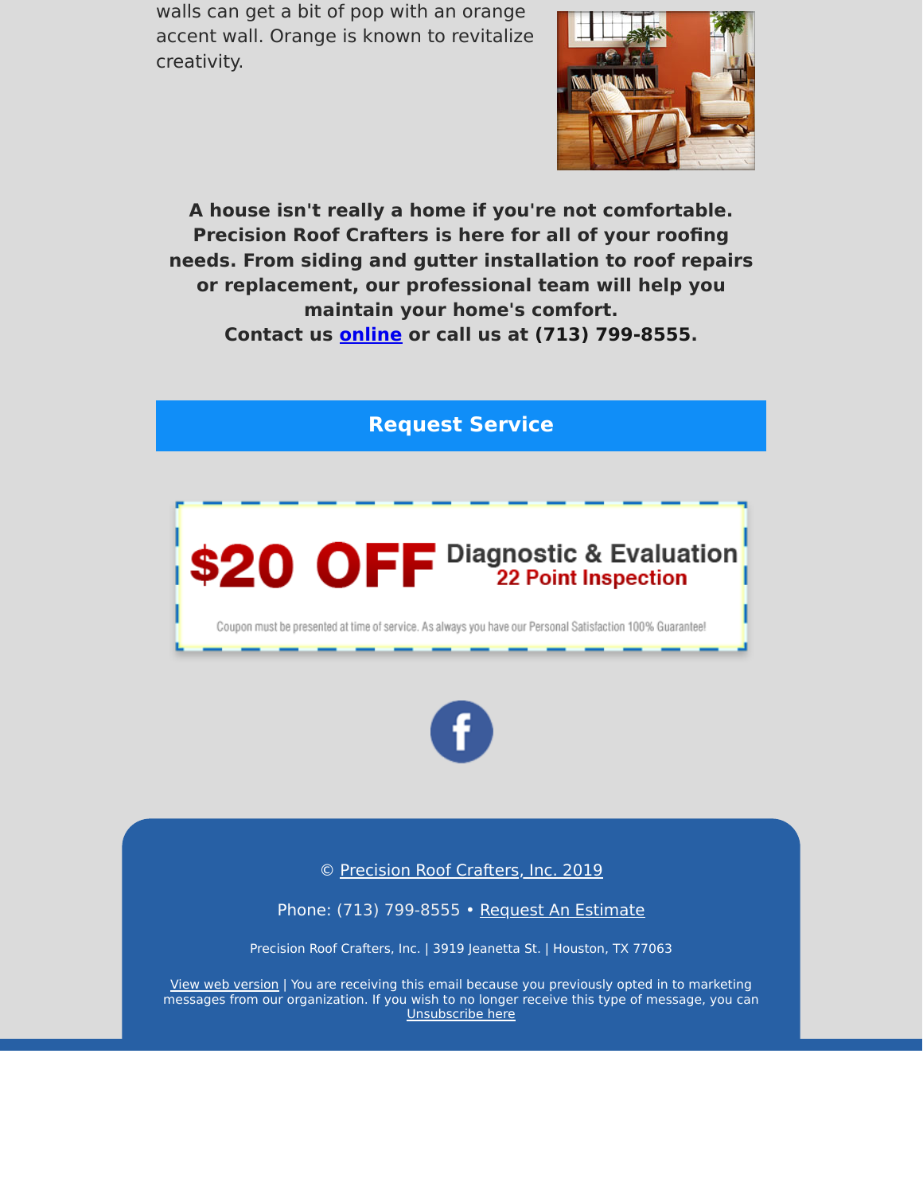walls can get a bit of pop with an orange accent wall. Orange is known to revitalize creativity.

**A house isn't really a home if you're not comfortable. Precision Roof Crafters is here for all of your roofing needs. From siding and gutter installation to roof repairs or replacement, our professional team will help you maintain your home's comfort.**
**Contact us online or call us at (713) 799-8555.**

**Request Service**

$20 OFF Diagnostic & Evaluation
22 Point Inspection

Coupon must be presented at time of service. As always you have our Personal Satisfaction 100% Guarantee!

© Precision Roof Crafters, Inc. 2019

Phone: (713) 799-8555 • Request An Estimate

Precision Roof Crafters, Inc. | 3919 Jeanetta St. | Houston, TX 77063

View web version | You are receiving this email because you previously opted in to marketing messages from our organization. If you wish to no longer receive this type of message, you can Unsubscribe here